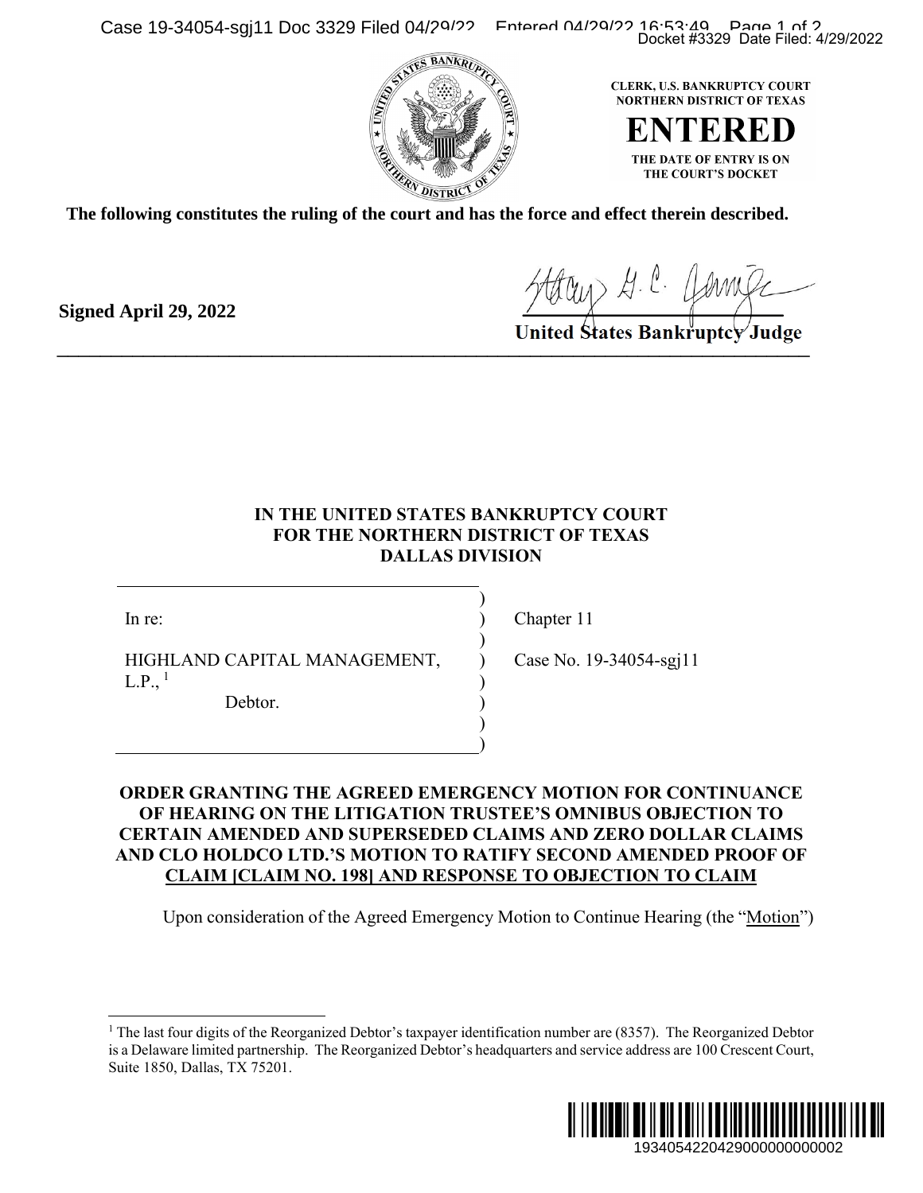CLERK, U.S. BANKRUPTCY COURT
NORTHERN DISTRICT OF TEXAS

**ENTERED**

THE DATE OF ENTRY IS ON
THE COURT'S DOCKET

**The following constitutes the ruling of the court and has the force and effect therein described.**

**Signed April 29, 2022**

**United States Bankruptcy Judge**

---

**IN THE UNITED STATES BANKRUPTCY COURT**
**FOR THE NORTHERN DISTRICT OF TEXAS**
**DALLAS DIVISION**

| | |
|---|---|
| In re: | Chapter 11 |
| HIGHLAND CAPITAL MANAGEMENT, L.P.,[1] Debtor. | Case No. 19-34054-sgj11 |

**ORDER GRANTING THE AGREED EMERGENCY MOTION FOR CONTINUANCE OF HEARING ON THE LITIGATION TRUSTEE'S OMNIBUS OBJECTION TO CERTAIN AMENDED AND SUPERSEDED CLAIMS AND ZERO DOLLAR CLAIMS AND CLO HOLDCO LTD.'S MOTION TO RATIFY SECOND AMENDED PROOF OF CLAIM [CLAIM NO. 198] AND RESPONSE TO OBJECTION TO CLAIM**

Upon consideration of the Agreed Emergency Motion to Continue Hearing (the "Motion")

---

[1] The last four digits of the Reorganized Debtor's taxpayer identification number are (8357). The Reorganized Debtor is a Delaware limited partnership. The Reorganized Debtor's headquarters and service address are 100 Crescent Court, Suite 1850, Dallas, TX 75201.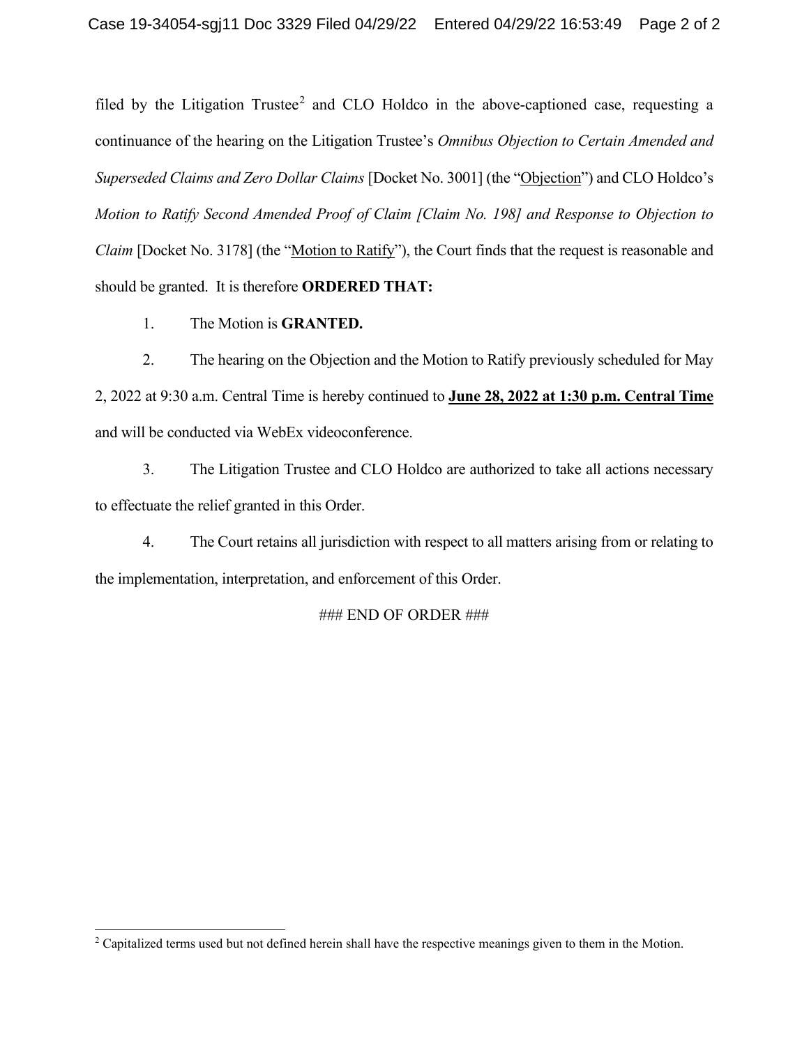filed by the Litigation Trustee[2] and CLO Holdco in the above-captioned case, requesting a continuance of the hearing on the Litigation Trustee's *Omnibus Objection to Certain Amended and Superseded Claims and Zero Dollar Claims* [Docket No. 3001] (the "Objection") and CLO Holdco's *Motion to Ratify Second Amended Proof of Claim [Claim No. 198] and Response to Objection to Claim* [Docket No. 3178] (the "Motion to Ratify"), the Court finds that the request is reasonable and should be granted. It is therefore **ORDERED THAT:**

1. The Motion is **GRANTED.**

2. The hearing on the Objection and the Motion to Ratify previously scheduled for May 2, 2022 at 9:30 a.m. Central Time is hereby continued to **June 28, 2022 at 1:30 p.m. Central Time** and will be conducted via WebEx videoconference.

3. The Litigation Trustee and CLO Holdco are authorized to take all actions necessary to effectuate the relief granted in this Order.

4. The Court retains all jurisdiction with respect to all matters arising from or relating to the implementation, interpretation, and enforcement of this Order.

### END OF ORDER ###

[2] Capitalized terms used but not defined herein shall have the respective meanings given to them in the Motion.